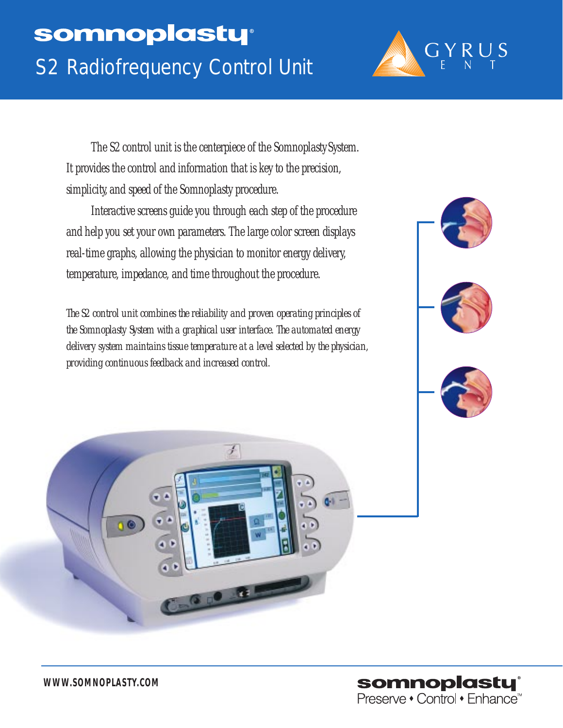# somnoplasty®

## S2 Radiofrequency Control Unit

GYRUS ENT

The S2 control unit is the centerpiece of the Somnoplasty System. It provides the control and information that is key to the precision, simplicity, and speed of the Somnoplasty procedure.

Interactive screens guide you through each step of the procedure and help you set your own parameters. The large color screen displays real-time graphs, allowing the physician to monitor energy delivery, temperature, impedance, and time throughout the procedure.

*The S2 control unit combines the reliability and proven operating principles of the Somnoplasty System with a graphical user interface. The automated energy delivery system maintains tissue temperature at a level selected by the physician, providing continuous feedback and increased control.*

**WWW.SOMNOPLASTY.COM**

**somnoplasty®**
Preserve • Control • Enhance™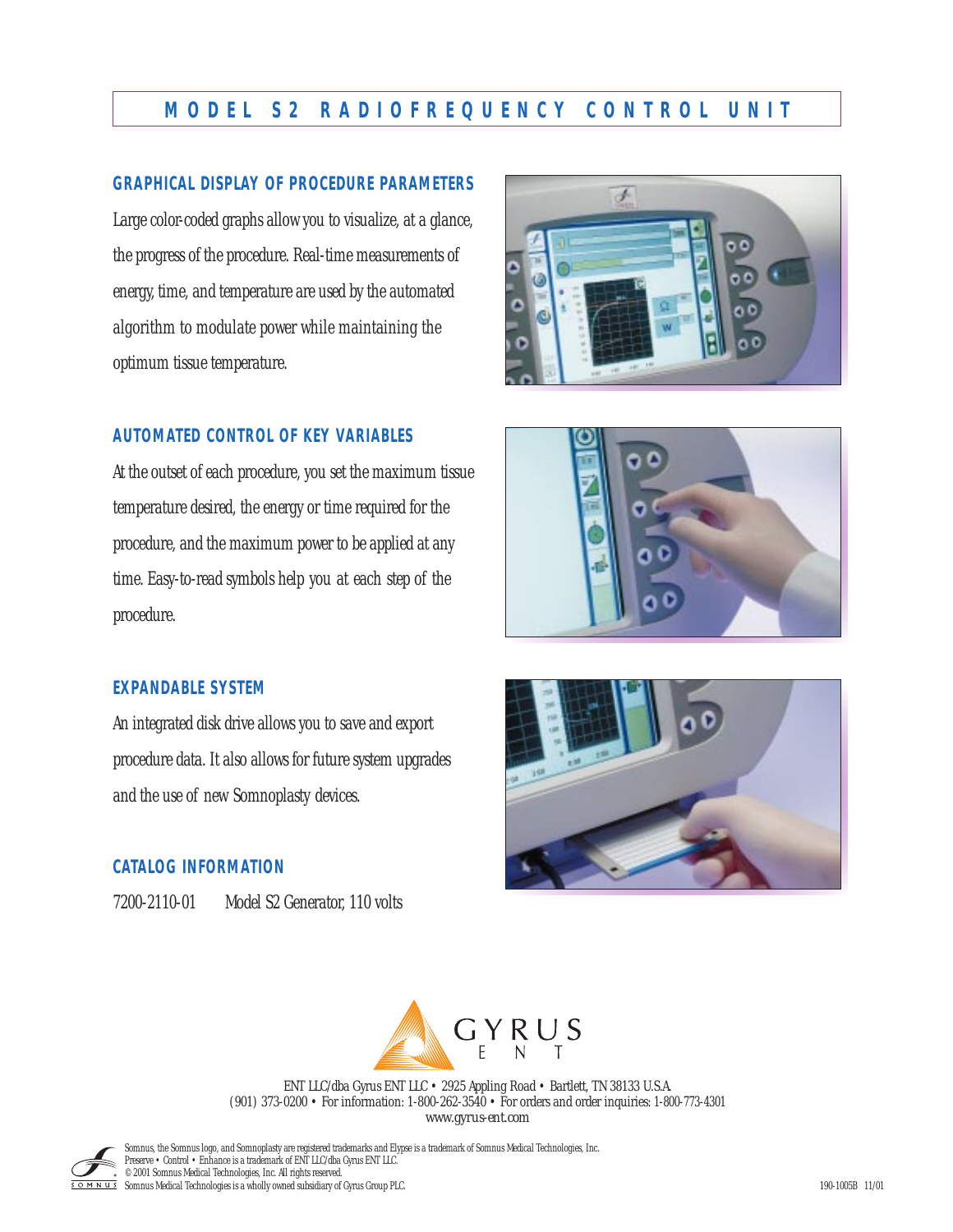# MODEL S2 RADIOFREQUENCY CONTROL UNIT

## GRAPHICAL DISPLAY OF PROCEDURE PARAMETERS

Large color-coded graphs allow you to visualize, at a glance, the progress of the procedure. Real-time measurements of energy, time, and temperature are used by the automated algorithm to modulate power while maintaining the optimum tissue temperature.

## AUTOMATED CONTROL OF KEY VARIABLES

At the outset of each procedure, you set the maximum tissue temperature desired, the energy or time required for the procedure, and the maximum power to be applied at any time. Easy-to-read symbols help you at each step of the procedure.

## EXPANDABLE SYSTEM

An integrated disk drive allows you to save and export procedure data. It also allows for future system upgrades and the use of new Somnoplasty devices.

## CATALOG INFORMATION

7200-2110-01 Model S2 Generator, 110 volts

GYRUS
ENT

ENT LLC/dba Gyrus ENT LLC • 2925 Appling Road • Bartlett, TN 38133 U.S.A.
(901) 373-0200 • For information: 1-800-262-3540 • For orders and order inquiries: 1-800-773-4301
www.gyrus-ent.com

SOMNUS

Somnus, the Somnus logo, and Somnoplasty are registered trademarks and Elypse is a trademark of Somnus Medical Technologies, Inc.
Preserve • Control • Enhance is a trademark of ENT LLC/dba Gyrus ENT LLC.
© 2001 Somnus Medical Technologies, Inc. All rights reserved.
Somnus Medical Technologies is a wholly owned subsidiary of Gyrus Group PLC.

190-1005B 11/01